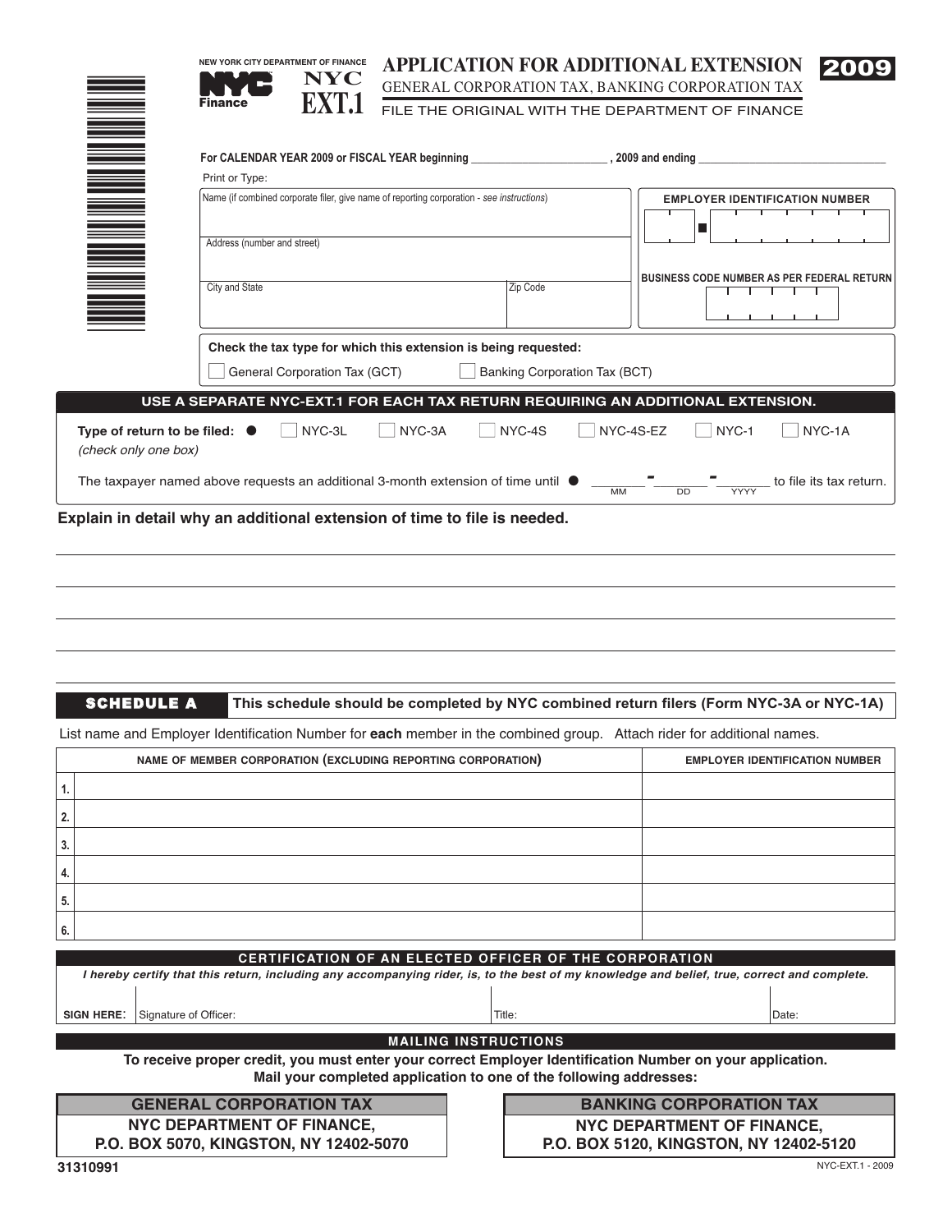NEW YORK CITY DEPARTMENT OF FINANCE

NYC Finance

# NYC EXT.1 — APPLICATION FOR ADDITIONAL EXTENSION 2009

GENERAL CORPORATION TAX, BANKING CORPORATION TAX

FILE THE ORIGINAL WITH THE DEPARTMENT OF FINANCE

**For CALENDAR YEAR 2009 or FISCAL YEAR beginning ______________________ , 2009 and ending ______________________________**

Print or Type:

| Name (if combined corporate filer, give name of reporting corporation - *see instructions*) | | EMPLOYER IDENTIFICATION NUMBER |
|---|---|---|
| Address (number and street) | | |
| City and State | Zip Code | BUSINESS CODE NUMBER AS PER FEDERAL RETURN |

**Check the tax type for which this extension is being requested:**

☐ General Corporation Tax (GCT) ☐ Banking Corporation Tax (BCT)

**USE A SEPARATE NYC-EXT.1 FOR EACH TAX RETURN REQUIRING AN ADDITIONAL EXTENSION.**

**Type of return to be filed:** ● ☐ NYC-3L ☐ NYC-3A ☐ NYC-4S ☐ NYC-4S-EZ ☐ NYC-1 ☐ NYC-1A
*(check only one box)*

The taxpayer named above requests an additional 3-month extension of time until ● ______ - ______ - ______ to file its tax return.
(MM DD YYYY)

**Explain in detail why an additional extension of time to file is needed.**

______________________________________________________________________________

______________________________________________________________________________

______________________________________________________________________________

______________________________________________________________________________

## SCHEDULE A

**This schedule should be completed by NYC combined return filers (Form NYC-3A or NYC-1A)**

List name and Employer Identification Number for **each** member in the combined group. Attach rider for additional names.

| | NAME OF MEMBER CORPORATION (EXCLUDING REPORTING CORPORATION) | EMPLOYER IDENTIFICATION NUMBER |
|---|---|---|
| 1. | | |
| 2. | | |
| 3. | | |
| 4. | | |
| 5. | | |
| 6. | | |

**CERTIFICATION OF AN ELECTED OFFICER OF THE CORPORATION**

***I hereby certify that this return, including any accompanying rider, is, to the best of my knowledge and belief, true, correct and complete.***

**SIGN HERE:** Signature of Officer: ____________________ Title: ____________________ Date: __________

**MAILING INSTRUCTIONS**

**To receive proper credit, you must enter your correct Employer Identification Number on your application. Mail your completed application to one of the following addresses:**

| GENERAL CORPORATION TAX | BANKING CORPORATION TAX |
|---|---|
| **NYC DEPARTMENT OF FINANCE, P.O. BOX 5070, KINGSTON, NY 12402-5070** | **NYC DEPARTMENT OF FINANCE, P.O. BOX 5120, KINGSTON, NY 12402-5120** |

31310991

NYC-EXT.1 - 2009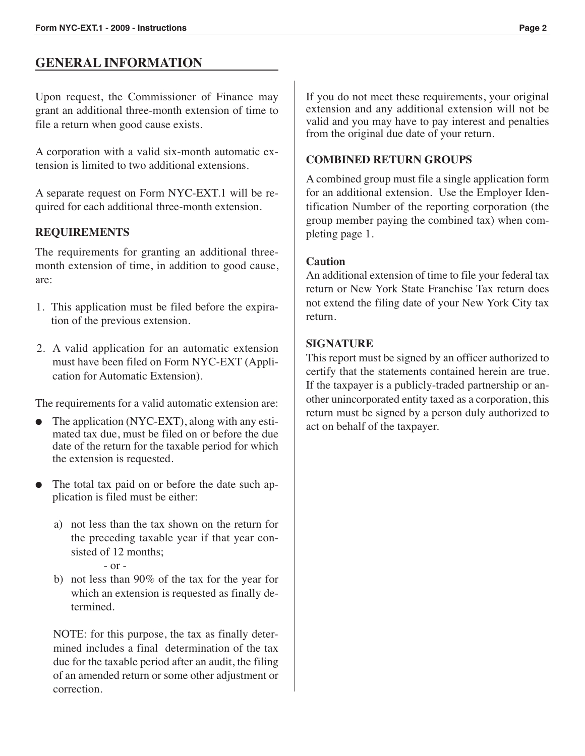## GENERAL INFORMATION

Upon request, the Commissioner of Finance may grant an additional three-month extension of time to file a return when good cause exists.

A corporation with a valid six-month automatic extension is limited to two additional extensions.

A separate request on Form NYC-EXT.1 will be required for each additional three-month extension.

### REQUIREMENTS

The requirements for granting an additional three-month extension of time, in addition to good cause, are:

1. This application must be filed before the expiration of the previous extension.
2. A valid application for an automatic extension must have been filed on Form NYC-EXT (Application for Automatic Extension).

The requirements for a valid automatic extension are:

- The application (NYC-EXT), along with any estimated tax due, must be filed on or before the due date of the return for the taxable period for which the extension is requested.
- The total tax paid on or before the date such application is filed must be either:

  a) not less than the tax shown on the return for the preceding taxable year if that year consisted of 12 months;

  \- or -

  b) not less than 90% of the tax for the year for which an extension is requested as finally determined.

  NOTE: for this purpose, the tax as finally determined includes a final determination of the tax due for the taxable period after an audit, the filing of an amended return or some other adjustment or correction.

If you do not meet these requirements, your original extension and any additional extension will not be valid and you may have to pay interest and penalties from the original due date of your return.

### COMBINED RETURN GROUPS

A combined group must file a single application form for an additional extension. Use the Employer Identification Number of the reporting corporation (the group member paying the combined tax) when completing page 1.

#### Caution

An additional extension of time to file your federal tax return or New York State Franchise Tax return does not extend the filing date of your New York City tax return.

### SIGNATURE

This report must be signed by an officer authorized to certify that the statements contained herein are true. If the taxpayer is a publicly-traded partnership or another unincorporated entity taxed as a corporation, this return must be signed by a person duly authorized to act on behalf of the taxpayer.